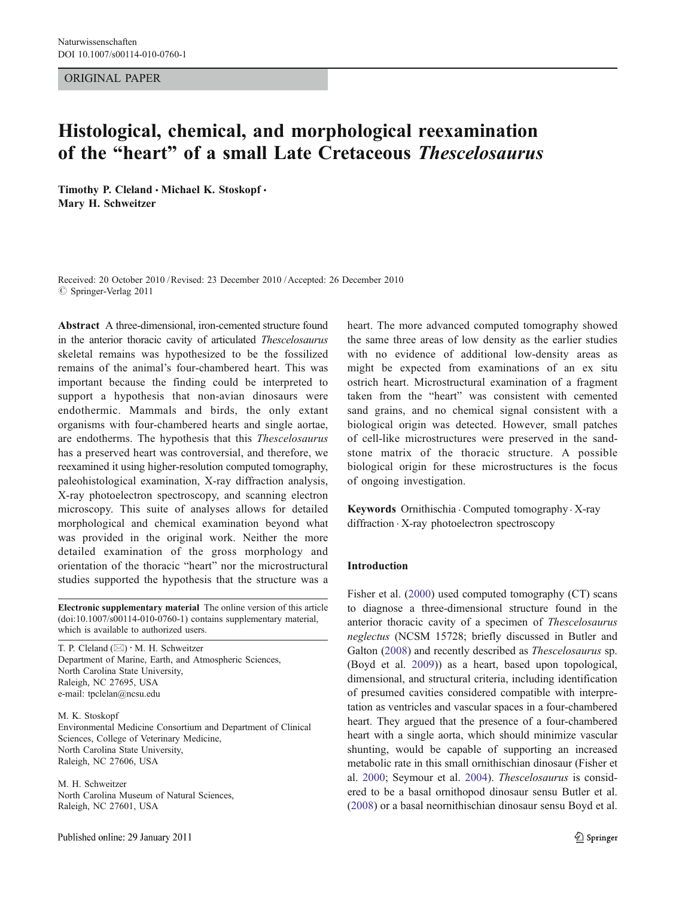ORIGINAL PAPER

# Histological, chemical, and morphological reexamination of the "heart" of a small Late Cretaceous *Thescelosaurus*

**Timothy P. Cleland · Michael K. Stoskopf · Mary H. Schweitzer**

Received: 20 October 2010 / Revised: 23 December 2010 / Accepted: 26 December 2010
© Springer-Verlag 2011

**Abstract** A three-dimensional, iron-cemented structure found in the anterior thoracic cavity of articulated *Thescelosaurus* skeletal remains was hypothesized to be the fossilized remains of the animal's four-chambered heart. This was important because the finding could be interpreted to support a hypothesis that non-avian dinosaurs were endothermic. Mammals and birds, the only extant organisms with four-chambered hearts and single aortae, are endotherms. The hypothesis that this *Thescelosaurus* has a preserved heart was controversial, and therefore, we reexamined it using higher-resolution computed tomography, paleohistological examination, X-ray diffraction analysis, X-ray photoelectron spectroscopy, and scanning electron microscopy. This suite of analyses allows for detailed morphological and chemical examination beyond what was provided in the original work. Neither the more detailed examination of the gross morphology and orientation of the thoracic "heart" nor the microstructural studies supported the hypothesis that the structure was a heart. The more advanced computed tomography showed the same three areas of low density as the earlier studies with no evidence of additional low-density areas as might be expected from examinations of an ex situ ostrich heart. Microstructural examination of a fragment taken from the "heart" was consistent with cemented sand grains, and no chemical signal consistent with a biological origin was detected. However, small patches of cell-like microstructures were preserved in the sandstone matrix of the thoracic structure. A possible biological origin for these microstructures is the focus of ongoing investigation.

**Keywords** Ornithischia · Computed tomography · X-ray diffraction · X-ray photoelectron spectroscopy

**Electronic supplementary material** The online version of this article (doi:10.1007/s00114-010-0760-1) contains supplementary material, which is available to authorized users.

T. P. Cleland (✉) · M. H. Schweitzer
Department of Marine, Earth, and Atmospheric Sciences, North Carolina State University, Raleigh, NC 27695, USA
e-mail: tpclelan@ncsu.edu

M. K. Stoskopf
Environmental Medicine Consortium and Department of Clinical Sciences, College of Veterinary Medicine, North Carolina State University, Raleigh, NC 27606, USA

M. H. Schweitzer
North Carolina Museum of Natural Sciences, Raleigh, NC 27601, USA

## Introduction

Fisher et al. (2000) used computed tomography (CT) scans to diagnose a three-dimensional structure found in the anterior thoracic cavity of a specimen of *Thescelosaurus neglectus* (NCSM 15728; briefly discussed in Butler and Galton (2008) and recently described as *Thescelosaurus* sp. (Boyd et al. 2009)) as a heart, based upon topological, dimensional, and structural criteria, including identification of presumed cavities considered compatible with interpretation as ventricles and vascular spaces in a four-chambered heart. They argued that the presence of a four-chambered heart with a single aorta, which should minimize vascular shunting, would be capable of supporting an increased metabolic rate in this small ornithischian dinosaur (Fisher et al. 2000; Seymour et al. 2004). *Thescelosaurus* is considered to be a basal ornithopod dinosaur sensu Butler et al. (2008) or a basal neornithischian dinosaur sensu Boyd et al.

Published online: 29 January 2011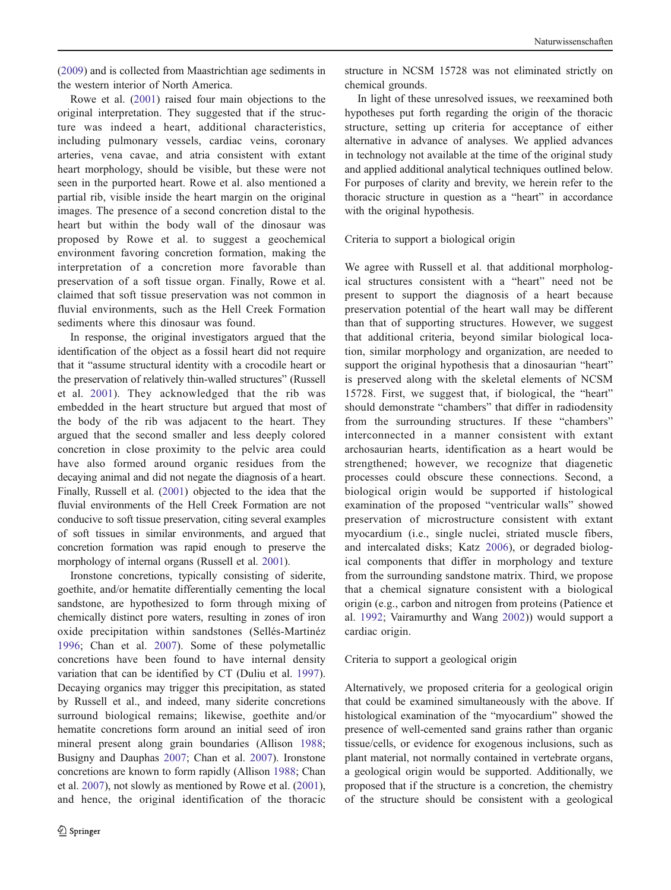(2009) and is collected from Maastrichtian age sediments in the western interior of North America.

Rowe et al. (2001) raised four main objections to the original interpretation. They suggested that if the structure was indeed a heart, additional characteristics, including pulmonary vessels, cardiac veins, coronary arteries, vena cavae, and atria consistent with extant heart morphology, should be visible, but these were not seen in the purported heart. Rowe et al. also mentioned a partial rib, visible inside the heart margin on the original images. The presence of a second concretion distal to the heart but within the body wall of the dinosaur was proposed by Rowe et al. to suggest a geochemical environment favoring concretion formation, making the interpretation of a concretion more favorable than preservation of a soft tissue organ. Finally, Rowe et al. claimed that soft tissue preservation was not common in fluvial environments, such as the Hell Creek Formation sediments where this dinosaur was found.

In response, the original investigators argued that the identification of the object as a fossil heart did not require that it "assume structural identity with a crocodile heart or the preservation of relatively thin-walled structures" (Russell et al. 2001). They acknowledged that the rib was embedded in the heart structure but argued that most of the body of the rib was adjacent to the heart. They argued that the second smaller and less deeply colored concretion in close proximity to the pelvic area could have also formed around organic residues from the decaying animal and did not negate the diagnosis of a heart. Finally, Russell et al. (2001) objected to the idea that the fluvial environments of the Hell Creek Formation are not conducive to soft tissue preservation, citing several examples of soft tissues in similar environments, and argued that concretion formation was rapid enough to preserve the morphology of internal organs (Russell et al. 2001).

Ironstone concretions, typically consisting of siderite, goethite, and/or hematite differentially cementing the local sandstone, are hypothesized to form through mixing of chemically distinct pore waters, resulting in zones of iron oxide precipitation within sandstones (Sellés-Martinéz 1996; Chan et al. 2007). Some of these polymetallic concretions have been found to have internal density variation that can be identified by CT (Duliu et al. 1997). Decaying organics may trigger this precipitation, as stated by Russell et al., and indeed, many siderite concretions surround biological remains; likewise, goethite and/or hematite concretions form around an initial seed of iron mineral present along grain boundaries (Allison 1988; Busigny and Dauphas 2007; Chan et al. 2007). Ironstone concretions are known to form rapidly (Allison 1988; Chan et al. 2007), not slowly as mentioned by Rowe et al. (2001), and hence, the original identification of the thoracic structure in NCSM 15728 was not eliminated strictly on chemical grounds.

In light of these unresolved issues, we reexamined both hypotheses put forth regarding the origin of the thoracic structure, setting up criteria for acceptance of either alternative in advance of analyses. We applied advances in technology not available at the time of the original study and applied additional analytical techniques outlined below. For purposes of clarity and brevity, we herein refer to the thoracic structure in question as a "heart" in accordance with the original hypothesis.

## Criteria to support a biological origin

We agree with Russell et al. that additional morphological structures consistent with a "heart" need not be present to support the diagnosis of a heart because preservation potential of the heart wall may be different than that of supporting structures. However, we suggest that additional criteria, beyond similar biological location, similar morphology and organization, are needed to support the original hypothesis that a dinosaurian "heart" is preserved along with the skeletal elements of NCSM 15728. First, we suggest that, if biological, the "heart" should demonstrate "chambers" that differ in radiodensity from the surrounding structures. If these "chambers" interconnected in a manner consistent with extant archosaurian hearts, identification as a heart would be strengthened; however, we recognize that diagenetic processes could obscure these connections. Second, a biological origin would be supported if histological examination of the proposed "ventricular walls" showed preservation of microstructure consistent with extant myocardium (i.e., single nuclei, striated muscle fibers, and intercalated disks; Katz 2006), or degraded biological components that differ in morphology and texture from the surrounding sandstone matrix. Third, we propose that a chemical signature consistent with a biological origin (e.g., carbon and nitrogen from proteins (Patience et al. 1992; Vairamurthy and Wang 2002)) would support a cardiac origin.

## Criteria to support a geological origin

Alternatively, we proposed criteria for a geological origin that could be examined simultaneously with the above. If histological examination of the "myocardium" showed the presence of well-cemented sand grains rather than organic tissue/cells, or evidence for exogenous inclusions, such as plant material, not normally contained in vertebrate organs, a geological origin would be supported. Additionally, we proposed that if the structure is a concretion, the chemistry of the structure should be consistent with a geological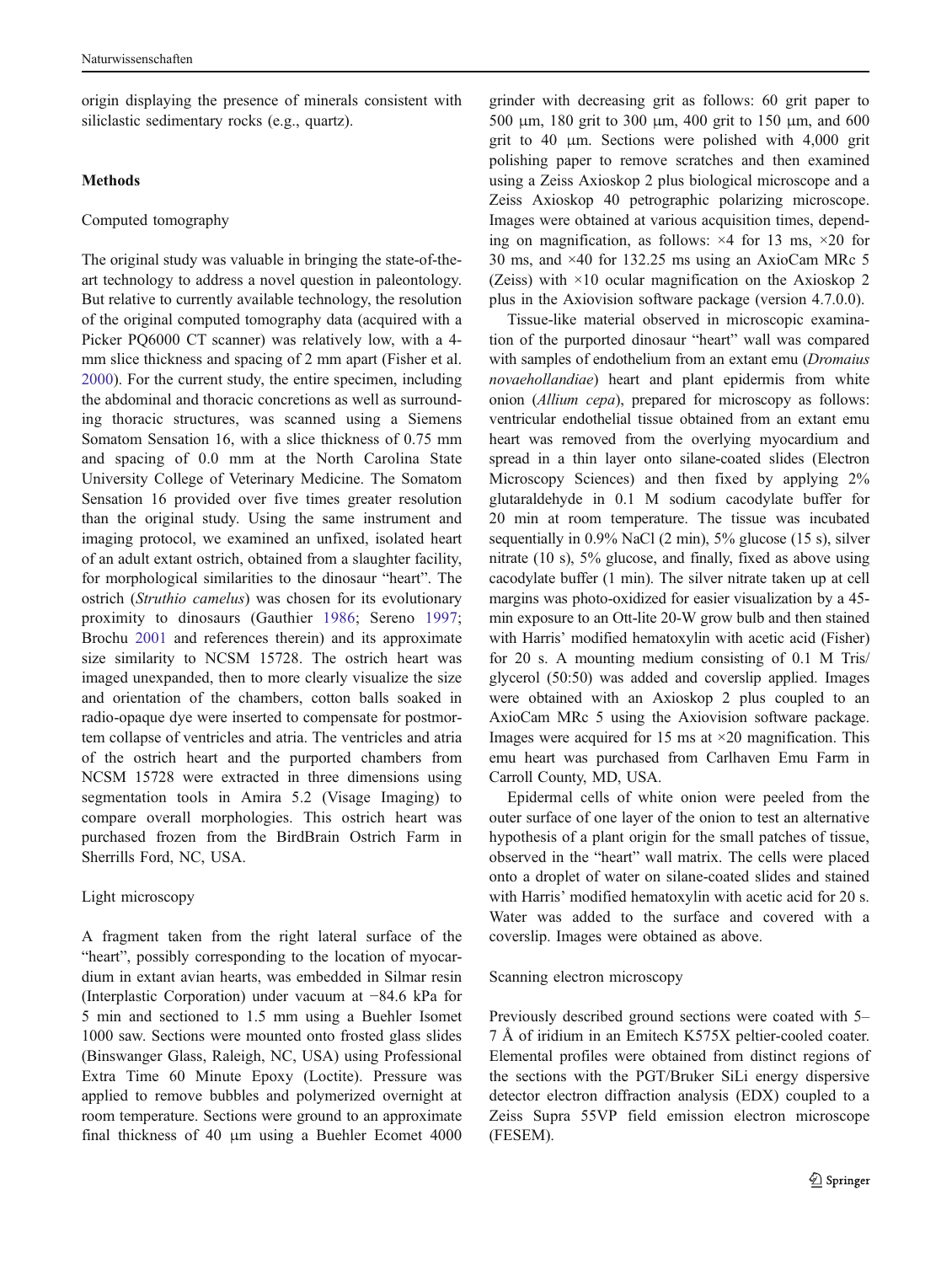origin displaying the presence of minerals consistent with siliclastic sedimentary rocks (e.g., quartz).

## Methods

### Computed tomography

The original study was valuable in bringing the state-of-the-art technology to address a novel question in paleontology. But relative to currently available technology, the resolution of the original computed tomography data (acquired with a Picker PQ6000 CT scanner) was relatively low, with a 4-mm slice thickness and spacing of 2 mm apart (Fisher et al. 2000). For the current study, the entire specimen, including the abdominal and thoracic concretions as well as surrounding thoracic structures, was scanned using a Siemens Somatom Sensation 16, with a slice thickness of 0.75 mm and spacing of 0.0 mm at the North Carolina State University College of Veterinary Medicine. The Somatom Sensation 16 provided over five times greater resolution than the original study. Using the same instrument and imaging protocol, we examined an unfixed, isolated heart of an adult extant ostrich, obtained from a slaughter facility, for morphological similarities to the dinosaur "heart". The ostrich (*Struthio camelus*) was chosen for its evolutionary proximity to dinosaurs (Gauthier 1986; Sereno 1997; Brochu 2001 and references therein) and its approximate size similarity to NCSM 15728. The ostrich heart was imaged unexpanded, then to more clearly visualize the size and orientation of the chambers, cotton balls soaked in radio-opaque dye were inserted to compensate for postmortem collapse of ventricles and atria. The ventricles and atria of the ostrich heart and the purported chambers from NCSM 15728 were extracted in three dimensions using segmentation tools in Amira 5.2 (Visage Imaging) to compare overall morphologies. This ostrich heart was purchased frozen from the BirdBrain Ostrich Farm in Sherrills Ford, NC, USA.

### Light microscopy

A fragment taken from the right lateral surface of the "heart", possibly corresponding to the location of myocardium in extant avian hearts, was embedded in Silmar resin (Interplastic Corporation) under vacuum at −84.6 kPa for 5 min and sectioned to 1.5 mm using a Buehler Isomet 1000 saw. Sections were mounted onto frosted glass slides (Binswanger Glass, Raleigh, NC, USA) using Professional Extra Time 60 Minute Epoxy (Loctite). Pressure was applied to remove bubbles and polymerized overnight at room temperature. Sections were ground to an approximate final thickness of 40 μm using a Buehler Ecomet 4000 grinder with decreasing grit as follows: 60 grit paper to 500 μm, 180 grit to 300 μm, 400 grit to 150 μm, and 600 grit to 40 μm. Sections were polished with 4,000 grit polishing paper to remove scratches and then examined using a Zeiss Axioskop 2 plus biological microscope and a Zeiss Axioskop 40 petrographic polarizing microscope. Images were obtained at various acquisition times, depending on magnification, as follows: ×4 for 13 ms, ×20 for 30 ms, and ×40 for 132.25 ms using an AxioCam MRc 5 (Zeiss) with ×10 ocular magnification on the Axioskop 2 plus in the Axiovision software package (version 4.7.0.0).

Tissue-like material observed in microscopic examination of the purported dinosaur "heart" wall was compared with samples of endothelium from an extant emu (*Dromaius novaehollandiae*) heart and plant epidermis from white onion (*Allium cepa*), prepared for microscopy as follows: ventricular endothelial tissue obtained from an extant emu heart was removed from the overlying myocardium and spread in a thin layer onto silane-coated slides (Electron Microscopy Sciences) and then fixed by applying 2% glutaraldehyde in 0.1 M sodium cacodylate buffer for 20 min at room temperature. The tissue was incubated sequentially in 0.9% NaCl (2 min), 5% glucose (15 s), silver nitrate (10 s), 5% glucose, and finally, fixed as above using cacodylate buffer (1 min). The silver nitrate taken up at cell margins was photo-oxidized for easier visualization by a 45-min exposure to an Ott-lite 20-W grow bulb and then stained with Harris' modified hematoxylin with acetic acid (Fisher) for 20 s. A mounting medium consisting of 0.1 M Tris/glycerol (50:50) was added and coverslip applied. Images were obtained with an Axioskop 2 plus coupled to an AxioCam MRc 5 using the Axiovision software package. Images were acquired for 15 ms at ×20 magnification. This emu heart was purchased from Carlhaven Emu Farm in Carroll County, MD, USA.

Epidermal cells of white onion were peeled from the outer surface of one layer of the onion to test an alternative hypothesis of a plant origin for the small patches of tissue, observed in the "heart" wall matrix. The cells were placed onto a droplet of water on silane-coated slides and stained with Harris' modified hematoxylin with acetic acid for 20 s. Water was added to the surface and covered with a coverslip. Images were obtained as above.

### Scanning electron microscopy

Previously described ground sections were coated with 5–7 Å of iridium in an Emitech K575X peltier-cooled coater. Elemental profiles were obtained from distinct regions of the sections with the PGT/Bruker SiLi energy dispersive detector electron diffraction analysis (EDX) coupled to a Zeiss Supra 55VP field emission electron microscope (FESEM).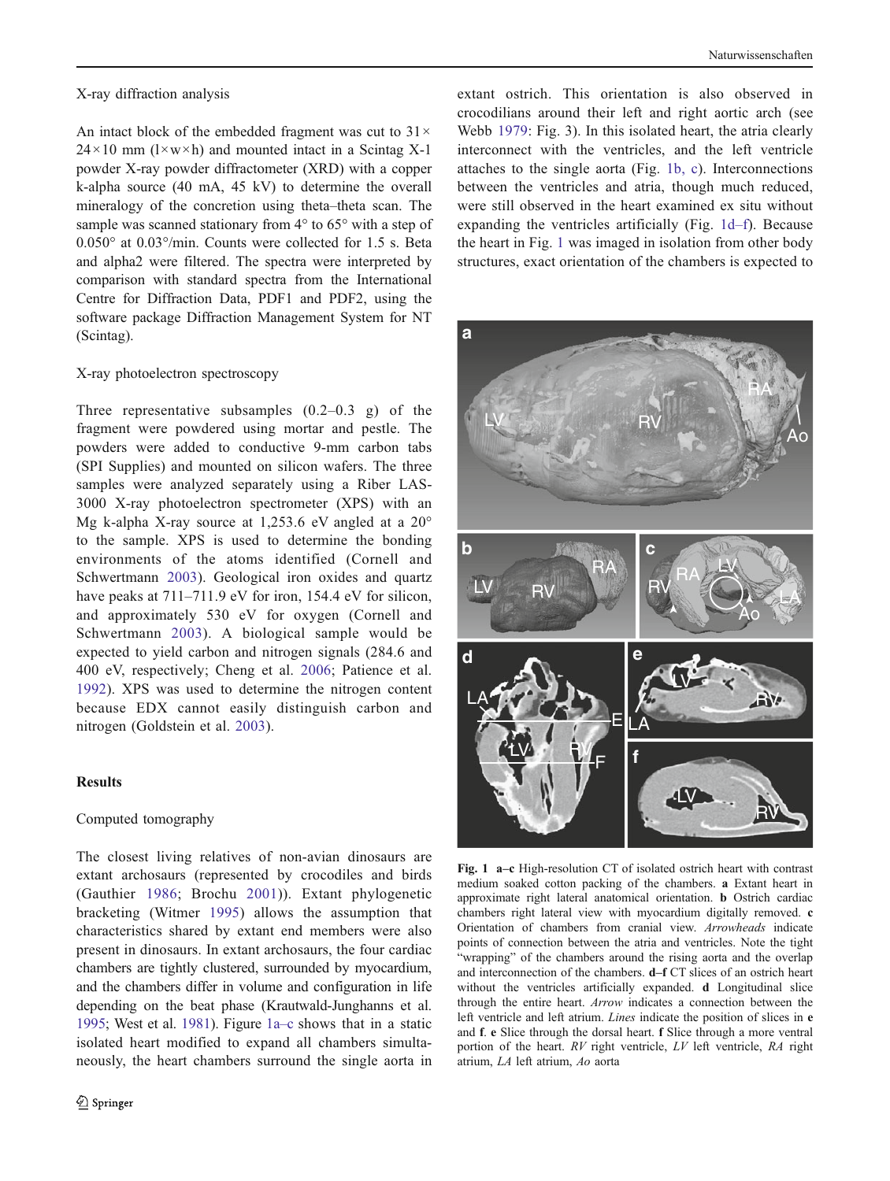X-ray diffraction analysis

An intact block of the embedded fragment was cut to 31× 24×10 mm (l×w×h) and mounted intact in a Scintag X-1 powder X-ray powder diffractometer (XRD) with a copper k-alpha source (40 mA, 45 kV) to determine the overall mineralogy of the concretion using theta–theta scan. The sample was scanned stationary from 4° to 65° with a step of 0.050° at 0.03°/min. Counts were collected for 1.5 s. Beta and alpha2 were filtered. The spectra were interpreted by comparison with standard spectra from the International Centre for Diffraction Data, PDF1 and PDF2, using the software package Diffraction Management System for NT (Scintag).

X-ray photoelectron spectroscopy

Three representative subsamples (0.2–0.3 g) of the fragment were powdered using mortar and pestle. The powders were added to conductive 9-mm carbon tabs (SPI Supplies) and mounted on silicon wafers. The three samples were analyzed separately using a Riber LAS-3000 X-ray photoelectron spectrometer (XPS) with an Mg k-alpha X-ray source at 1,253.6 eV angled at a 20° to the sample. XPS is used to determine the bonding environments of the atoms identified (Cornell and Schwertmann 2003). Geological iron oxides and quartz have peaks at 711–711.9 eV for iron, 154.4 eV for silicon, and approximately 530 eV for oxygen (Cornell and Schwertmann 2003). A biological sample would be expected to yield carbon and nitrogen signals (284.6 and 400 eV, respectively; Cheng et al. 2006; Patience et al. 1992). XPS was used to determine the nitrogen content because EDX cannot easily distinguish carbon and nitrogen (Goldstein et al. 2003).

## Results

Computed tomography

The closest living relatives of non-avian dinosaurs are extant archosaurs (represented by crocodiles and birds (Gauthier 1986; Brochu 2001)). Extant phylogenetic bracketing (Witmer 1995) allows the assumption that characteristics shared by extant end members were also present in dinosaurs. In extant archosaurs, the four cardiac chambers are tightly clustered, surrounded by myocardium, and the chambers differ in volume and configuration in life depending on the beat phase (Krautwald-Junghanns et al. 1995; West et al. 1981). Figure 1a–c shows that in a static isolated heart modified to expand all chambers simultaneously, the heart chambers surround the single aorta in extant ostrich. This orientation is also observed in crocodilians around their left and right aortic arch (see Webb 1979: Fig. 3). In this isolated heart, the atria clearly interconnect with the ventricles, and the left ventricle attaches to the single aorta (Fig. 1b, c). Interconnections between the ventricles and atria, though much reduced, were still observed in the heart examined ex situ without expanding the ventricles artificially (Fig. 1d–f). Because the heart in Fig. 1 was imaged in isolation from other body structures, exact orientation of the chambers is expected to

**Fig. 1 a–c** High-resolution CT of isolated ostrich heart with contrast medium soaked cotton packing of the chambers. **a** Extant heart in approximate right lateral anatomical orientation. **b** Ostrich cardiac chambers right lateral view with myocardium digitally removed. **c** Orientation of chambers from cranial view. *Arrowheads* indicate points of connection between the atria and ventricles. Note the tight "wrapping" of the chambers around the rising aorta and the overlap and interconnection of the chambers. **d–f** CT slices of an ostrich heart without the ventricles artificially expanded. **d** Longitudinal slice through the entire heart. *Arrow* indicates a connection between the left ventricle and left atrium. *Lines* indicate the position of slices in **e** and **f**. **e** Slice through the dorsal heart. **f** Slice through a more ventral portion of the heart. *RV* right ventricle, *LV* left ventricle, *RA* right atrium, *LA* left atrium, *Ao* aorta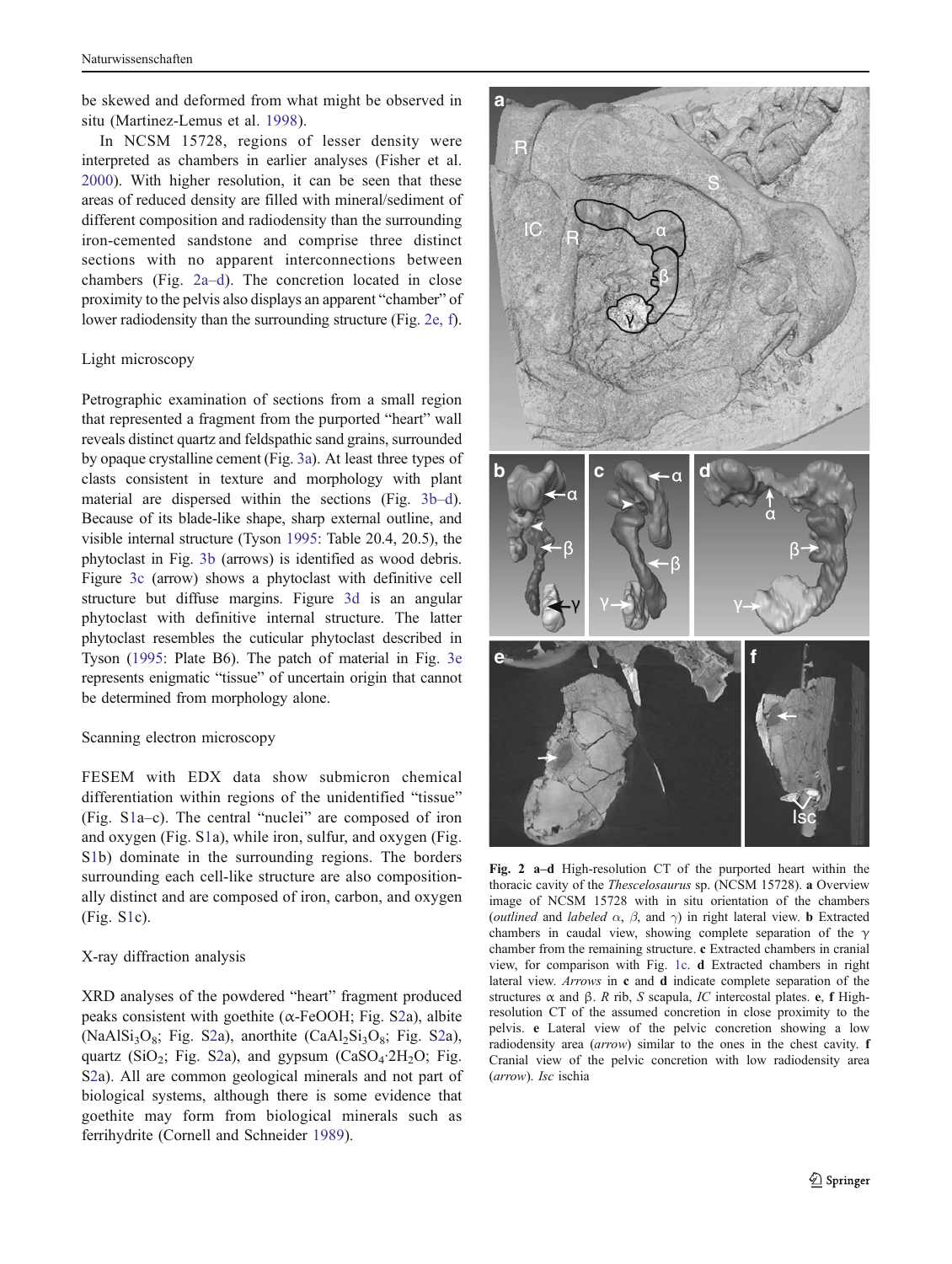be skewed and deformed from what might be observed in situ (Martinez-Lemus et al. 1998).

In NCSM 15728, regions of lesser density were interpreted as chambers in earlier analyses (Fisher et al. 2000). With higher resolution, it can be seen that these areas of reduced density are filled with mineral/sediment of different composition and radiodensity than the surrounding iron-cemented sandstone and comprise three distinct sections with no apparent interconnections between chambers (Fig. 2a–d). The concretion located in close proximity to the pelvis also displays an apparent "chamber" of lower radiodensity than the surrounding structure (Fig. 2e, f).

### Light microscopy

Petrographic examination of sections from a small region that represented a fragment from the purported "heart" wall reveals distinct quartz and feldspathic sand grains, surrounded by opaque crystalline cement (Fig. 3a). At least three types of clasts consistent in texture and morphology with plant material are dispersed within the sections (Fig. 3b–d). Because of its blade-like shape, sharp external outline, and visible internal structure (Tyson 1995: Table 20.4, 20.5), the phytoclast in Fig. 3b (arrows) is identified as wood debris. Figure 3c (arrow) shows a phytoclast with definitive cell structure but diffuse margins. Figure 3d is an angular phytoclast with definitive internal structure. The latter phytoclast resembles the cuticular phytoclast described in Tyson (1995: Plate B6). The patch of material in Fig. 3e represents enigmatic "tissue" of uncertain origin that cannot be determined from morphology alone.

### Scanning electron microscopy

FESEM with EDX data show submicron chemical differentiation within regions of the unidentified "tissue" (Fig. S1a–c). The central "nuclei" are composed of iron and oxygen (Fig. S1a), while iron, sulfur, and oxygen (Fig. S1b) dominate in the surrounding regions. The borders surrounding each cell-like structure are also compositionally distinct and are composed of iron, carbon, and oxygen (Fig. S1c).

### X-ray diffraction analysis

XRD analyses of the powdered "heart" fragment produced peaks consistent with goethite ($\alpha$-FeOOH; Fig. S2a), albite ($NaAlSi_3O_8$; Fig. S2a), anorthite ($CaAl_2Si_3O_8$; Fig. S2a), quartz ($SiO_2$; Fig. S2a), and gypsum ($CaSO_4 \cdot 2H_2O$; Fig. S2a). All are common geological minerals and not part of biological systems, although there is some evidence that goethite may form from biological minerals such as ferrihydrite (Cornell and Schneider 1989).

**Fig. 2 a–d** High-resolution CT of the purported heart within the thoracic cavity of the *Thescelosaurus* sp. (NCSM 15728). **a** Overview image of NCSM 15728 with in situ orientation of the chambers (*outlined* and *labeled* $\alpha$, $\beta$, and $\gamma$) in right lateral view. **b** Extracted chambers in caudal view, showing complete separation of the $\gamma$ chamber from the remaining structure. **c** Extracted chambers in cranial view, for comparison with Fig. 1c. **d** Extracted chambers in right lateral view. *Arrows* in **c** and **d** indicate complete separation of the structures $\alpha$ and $\beta$. *R* rib, *S* scapula, *IC* intercostal plates. **e**, **f** High-resolution CT of the assumed concretion in close proximity to the pelvis. **e** Lateral view of the pelvic concretion showing a low radiodensity area (*arrow*) similar to the ones in the chest cavity. **f** Cranial view of the pelvic concretion with low radiodensity area (*arrow*). *Isc* ischia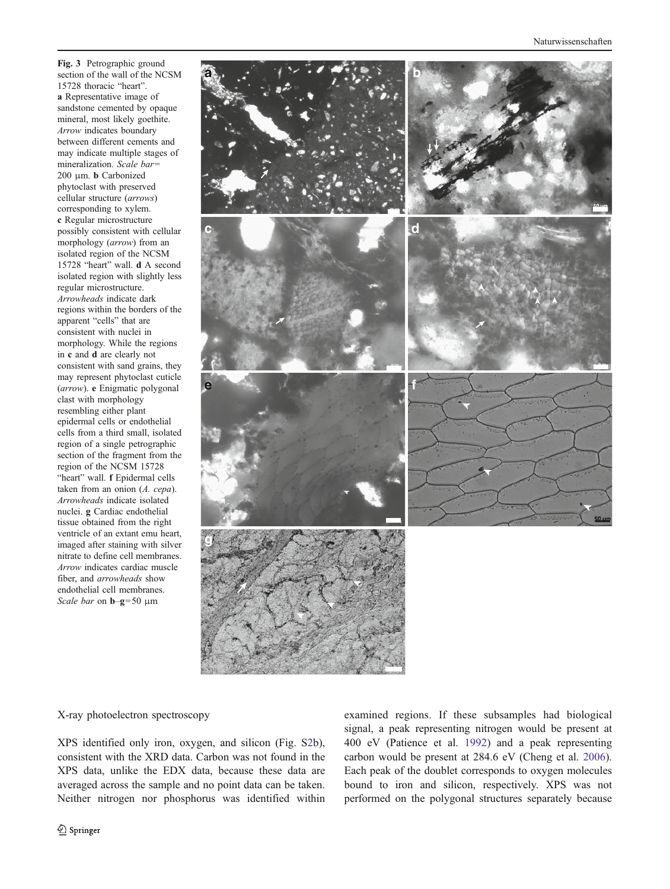**Fig. 3** Petrographic ground section of the wall of the NCSM 15728 thoracic "heart". **a** Representative image of sandstone cemented by opaque mineral, most likely goethite. *Arrow* indicates boundary between different cements and may indicate multiple stages of mineralization. *Scale bar*= 200 μm. **b** Carbonized phytoclast with preserved cellular structure (*arrows*) corresponding to xylem. **c** Regular microstructure possibly consistent with cellular morphology (*arrow*) from an isolated region of the NCSM 15728 "heart" wall. **d** A second isolated region with slightly less regular microstructure. *Arrowheads* indicate dark regions within the borders of the apparent "cells" that are consistent with nuclei in morphology. While the regions in **c** and **d** are clearly not consistent with sand grains, they may represent phytoclast cuticle (*arrow*). **e** Enigmatic polygonal clast with morphology resembling either plant epidermal cells or endothelial cells from a third small, isolated region of a single petrographic section of the fragment from the region of the NCSM 15728 "heart" wall. **f** Epidermal cells taken from an onion (*A. cepa*). *Arrowheads* indicate isolated nuclei. **g** Cardiac endothelial tissue obtained from the right ventricle of an extant emu heart, imaged after staining with silver nitrate to define cell membranes. *Arrow* indicates cardiac muscle fiber, and *arrowheads* show endothelial cell membranes. *Scale bar* on **b**–**g**=50 μm

X-ray photoelectron spectroscopy

XPS identified only iron, oxygen, and silicon (Fig. S2b), consistent with the XRD data. Carbon was not found in the XPS data, unlike the EDX data, because these data are averaged across the sample and no point data can be taken. Neither nitrogen nor phosphorus was identified within examined regions. If these subsamples had biological signal, a peak representing nitrogen would be present at 400 eV (Patience et al. 1992) and a peak representing carbon would be present at 284.6 eV (Cheng et al. 2006). Each peak of the doublet corresponds to oxygen molecules bound to iron and silicon, respectively. XPS was not performed on the polygonal structures separately because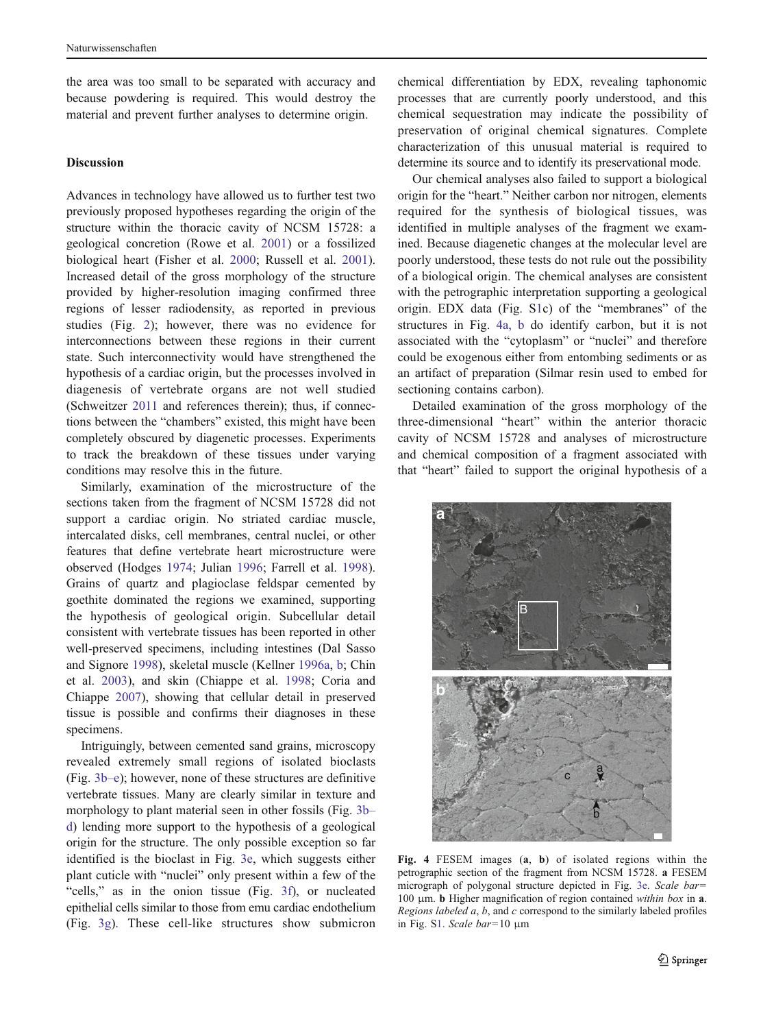the area was too small to be separated with accuracy and because powdering is required. This would destroy the material and prevent further analyses to determine origin.

## Discussion

Advances in technology have allowed us to further test two previously proposed hypotheses regarding the origin of the structure within the thoracic cavity of NCSM 15728: a geological concretion (Rowe et al. 2001) or a fossilized biological heart (Fisher et al. 2000; Russell et al. 2001). Increased detail of the gross morphology of the structure provided by higher-resolution imaging confirmed three regions of lesser radiodensity, as reported in previous studies (Fig. 2); however, there was no evidence for interconnections between these regions in their current state. Such interconnectivity would have strengthened the hypothesis of a cardiac origin, but the processes involved in diagenesis of vertebrate organs are not well studied (Schweitzer 2011 and references therein); thus, if connections between the "chambers" existed, this might have been completely obscured by diagenetic processes. Experiments to track the breakdown of these tissues under varying conditions may resolve this in the future.

Similarly, examination of the microstructure of the sections taken from the fragment of NCSM 15728 did not support a cardiac origin. No striated cardiac muscle, intercalated disks, cell membranes, central nuclei, or other features that define vertebrate heart microstructure were observed (Hodges 1974; Julian 1996; Farrell et al. 1998). Grains of quartz and plagioclase feldspar cemented by goethite dominated the regions we examined, supporting the hypothesis of geological origin. Subcellular detail consistent with vertebrate tissues has been reported in other well-preserved specimens, including intestines (Dal Sasso and Signore 1998), skeletal muscle (Kellner 1996a, b; Chin et al. 2003), and skin (Chiappe et al. 1998; Coria and Chiappe 2007), showing that cellular detail in preserved tissue is possible and confirms their diagnoses in these specimens.

Intriguingly, between cemented sand grains, microscopy revealed extremely small regions of isolated bioclasts (Fig. 3b–e); however, none of these structures are definitive vertebrate tissues. Many are clearly similar in texture and morphology to plant material seen in other fossils (Fig. 3b–d) lending more support to the hypothesis of a geological origin for the structure. The only possible exception so far identified is the bioclast in Fig. 3e, which suggests either plant cuticle with "nuclei" only present within a few of the "cells," as in the onion tissue (Fig. 3f), or nucleated epithelial cells similar to those from emu cardiac endothelium (Fig. 3g). These cell-like structures show submicron chemical differentiation by EDX, revealing taphonomic processes that are currently poorly understood, and this chemical sequestration may indicate the possibility of preservation of original chemical signatures. Complete characterization of this unusual material is required to determine its source and to identify its preservational mode.

Our chemical analyses also failed to support a biological origin for the "heart." Neither carbon nor nitrogen, elements required for the synthesis of biological tissues, was identified in multiple analyses of the fragment we examined. Because diagenetic changes at the molecular level are poorly understood, these tests do not rule out the possibility of a biological origin. The chemical analyses are consistent with the petrographic interpretation supporting a geological origin. EDX data (Fig. S1c) of the "membranes" of the structures in Fig. 4a, b do identify carbon, but it is not associated with the "cytoplasm" or "nuclei" and therefore could be exogenous either from entombing sediments or as an artifact of preparation (Silmar resin used to embed for sectioning contains carbon).

Detailed examination of the gross morphology of the three-dimensional "heart" within the anterior thoracic cavity of NCSM 15728 and analyses of microstructure and chemical composition of a fragment associated with that "heart" failed to support the original hypothesis of a

**Fig. 4** FESEM images (**a**, **b**) of isolated regions within the petrographic section of the fragment from NCSM 15728. **a** FESEM micrograph of polygonal structure depicted in Fig. 3e. *Scale bar*= 100 µm. **b** Higher magnification of region contained *within box* in **a**. *Regions labeled a*, *b*, and *c* correspond to the similarly labeled profiles in Fig. S1. *Scale bar*=10 µm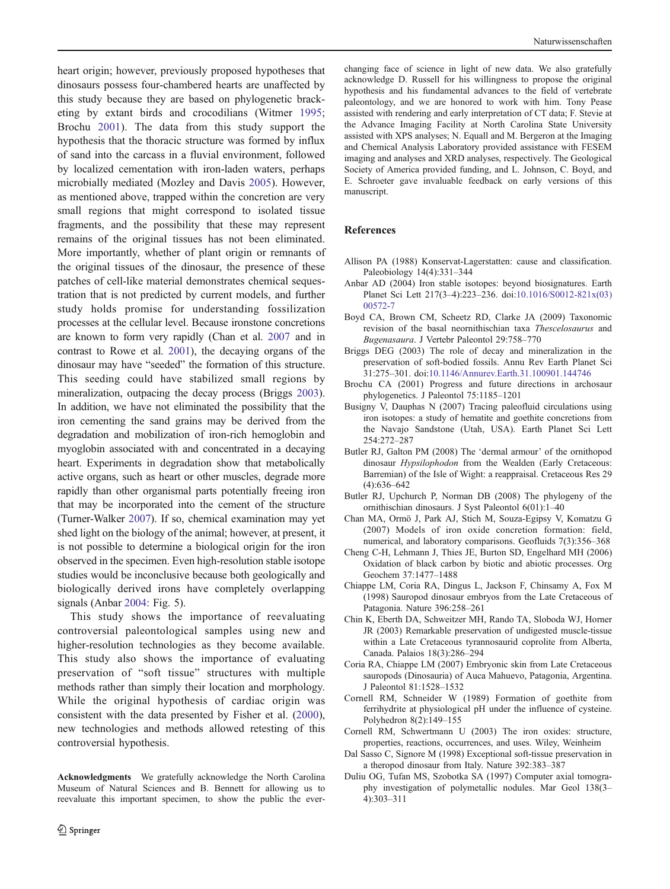heart origin; however, previously proposed hypotheses that dinosaurs possess four-chambered hearts are unaffected by this study because they are based on phylogenetic bracketing by extant birds and crocodilians (Witmer 1995; Brochu 2001). The data from this study support the hypothesis that the thoracic structure was formed by influx of sand into the carcass in a fluvial environment, followed by localized cementation with iron-laden waters, perhaps microbially mediated (Mozley and Davis 2005). However, as mentioned above, trapped within the concretion are very small regions that might correspond to isolated tissue fragments, and the possibility that these may represent remains of the original tissues has not been eliminated. More importantly, whether of plant origin or remnants of the original tissues of the dinosaur, the presence of these patches of cell-like material demonstrates chemical sequestration that is not predicted by current models, and further study holds promise for understanding fossilization processes at the cellular level. Because ironstone concretions are known to form very rapidly (Chan et al. 2007 and in contrast to Rowe et al. 2001), the decaying organs of the dinosaur may have "seeded" the formation of this structure. This seeding could have stabilized small regions by mineralization, outpacing the decay process (Briggs 2003). In addition, we have not eliminated the possibility that the iron cementing the sand grains may be derived from the degradation and mobilization of iron-rich hemoglobin and myoglobin associated with and concentrated in a decaying heart. Experiments in degradation show that metabolically active organs, such as heart or other muscles, degrade more rapidly than other organismal parts potentially freeing iron that may be incorporated into the cement of the structure (Turner-Walker 2007). If so, chemical examination may yet shed light on the biology of the animal; however, at present, it is not possible to determine a biological origin for the iron observed in the specimen. Even high-resolution stable isotope studies would be inconclusive because both geologically and biologically derived irons have completely overlapping signals (Anbar 2004: Fig. 5).

This study shows the importance of reevaluating controversial paleontological samples using new and higher-resolution technologies as they become available. This study also shows the importance of evaluating preservation of "soft tissue" structures with multiple methods rather than simply their location and morphology. While the original hypothesis of cardiac origin was consistent with the data presented by Fisher et al. (2000), new technologies and methods allowed retesting of this controversial hypothesis.

**Acknowledgments** We gratefully acknowledge the North Carolina Museum of Natural Sciences and B. Bennett for allowing us to reevaluate this important specimen, to show the public the ever-changing face of science in light of new data. We also gratefully acknowledge D. Russell for his willingness to propose the original hypothesis and his fundamental advances to the field of vertebrate paleontology, and we are honored to work with him. Tony Pease assisted with rendering and early interpretation of CT data; F. Stevie at the Advance Imaging Facility at North Carolina State University assisted with XPS analyses; N. Equall and M. Bergeron at the Imaging and Chemical Analysis Laboratory provided assistance with FESEM imaging and analyses and XRD analyses, respectively. The Geological Society of America provided funding, and L. Johnson, C. Boyd, and E. Schroeter gave invaluable feedback on early versions of this manuscript.

## References

Allison PA (1988) Konservat-Lagerstatten: cause and classification. Paleobiology 14(4):331–344

Anbar AD (2004) Iron stable isotopes: beyond biosignatures. Earth Planet Sci Lett 217(3–4):223–236. doi:10.1016/S0012-821x(03)00572-7

Boyd CA, Brown CM, Scheetz RD, Clarke JA (2009) Taxonomic revision of the basal neornithischian taxa *Thescelosaurus* and *Bugenasaura*. J Vertebr Paleontol 29:758–770

Briggs DEG (2003) The role of decay and mineralization in the preservation of soft-bodied fossils. Annu Rev Earth Planet Sci 31:275–301. doi:10.1146/Annurev.Earth.31.100901.144746

Brochu CA (2001) Progress and future directions in archosaur phylogenetics. J Paleontol 75:1185–1201

Busigny V, Dauphas N (2007) Tracing paleofluid circulations using iron isotopes: a study of hematite and goethite concretions from the Navajo Sandstone (Utah, USA). Earth Planet Sci Lett 254:272–287

Butler RJ, Galton PM (2008) The 'dermal armour' of the ornithopod dinosaur *Hypsilophodon* from the Wealden (Early Cretaceous: Barremian) of the Isle of Wight: a reappraisal. Cretaceous Res 29(4):636–642

Butler RJ, Upchurch P, Norman DB (2008) The phylogeny of the ornithischian dinosaurs. J Syst Paleontol 6(01):1–40

Chan MA, Ormö J, Park AJ, Stich M, Souza-Egipsy V, Komatzu G (2007) Models of iron oxide concretion formation: field, numerical, and laboratory comparisons. Geofluids 7(3):356–368

Cheng C-H, Lehmann J, Thies JE, Burton SD, Engelhard MH (2006) Oxidation of black carbon by biotic and abiotic processes. Org Geochem 37:1477–1488

Chiappe LM, Coria RA, Dingus L, Jackson F, Chinsamy A, Fox M (1998) Sauropod dinosaur embryos from the Late Cretaceous of Patagonia. Nature 396:258–261

Chin K, Eberth DA, Schweitzer MH, Rando TA, Sloboda WJ, Horner JR (2003) Remarkable preservation of undigested muscle-tissue within a Late Cretaceous tyrannosaurid coprolite from Alberta, Canada. Palaios 18(3):286–294

Coria RA, Chiappe LM (2007) Embryonic skin from Late Cretaceous sauropods (Dinosauria) of Auca Mahuevo, Patagonia, Argentina. J Paleontol 81:1528–1532

Cornell RM, Schneider W (1989) Formation of goethite from ferrihydrite at physiological pH under the influence of cysteine. Polyhedron 8(2):149–155

Cornell RM, Schwertmann U (2003) The iron oxides: structure, properties, reactions, occurrences, and uses. Wiley, Weinheim

Dal Sasso C, Signore M (1998) Exceptional soft-tissue preservation in a theropod dinosaur from Italy. Nature 392:383–387

Duliu OG, Tufan MS, Szobotka SA (1997) Computer axial tomography investigation of polymetallic nodules. Mar Geol 138(3–4):303–311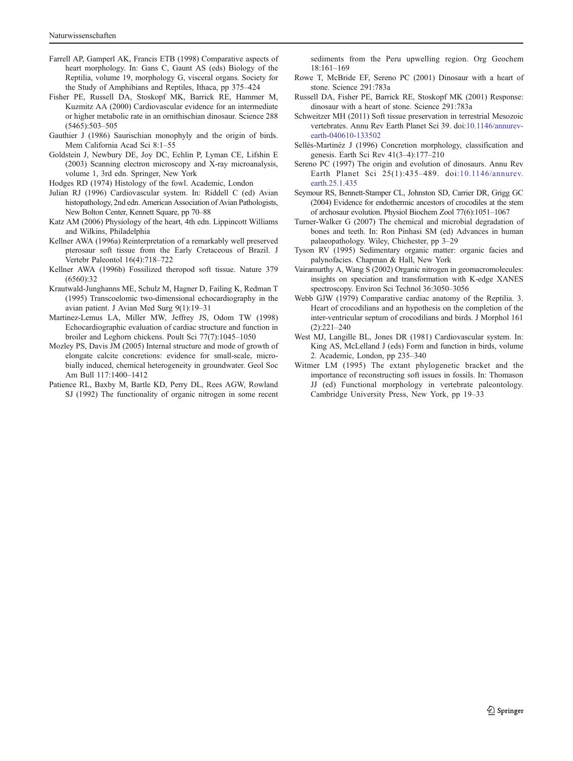Farrell AP, Gamperl AK, Francis ETB (1998) Comparative aspects of heart morphology. In: Gans C, Gaunt AS (eds) Biology of the Reptilia, volume 19, morphology G, visceral organs. Society for the Study of Amphibians and Reptiles, Ithaca, pp 375–424

Fisher PE, Russell DA, Stoskopf MK, Barrick RE, Hammer M, Kuzmitz AA (2000) Cardiovascular evidence for an intermediate or higher metabolic rate in an ornithischian dinosaur. Science 288 (5465):503–505

Gauthier J (1986) Saurischian monophyly and the origin of birds. Mem California Acad Sci 8:1–55

Goldstein J, Newbury DE, Joy DC, Echlin P, Lyman CE, Lifshin E (2003) Scanning electron microscopy and X-ray microanalysis, volume 1, 3rd edn. Springer, New York

Hodges RD (1974) Histology of the fowl. Academic, London

Julian RJ (1996) Cardiovascular system. In: Riddell C (ed) Avian histopathology, 2nd edn. American Association of Avian Pathologists, New Bolton Center, Kennett Square, pp 70–88

Katz AM (2006) Physiology of the heart, 4th edn. Lippincott Williams and Wilkins, Philadelphia

Kellner AWA (1996a) Reinterpretation of a remarkably well preserved pterosaur soft tissue from the Early Cretaceous of Brazil. J Vertebr Paleontol 16(4):718–722

Kellner AWA (1996b) Fossilized theropod soft tissue. Nature 379 (6560):32

Krautwald-Junghanns ME, Schulz M, Hagner D, Failing K, Redman T (1995) Transcoelomic two-dimensional echocardiography in the avian patient. J Avian Med Surg 9(1):19–31

Martinez-Lemus LA, Miller MW, Jeffrey JS, Odom TW (1998) Echocardiographic evaluation of cardiac structure and function in broiler and Leghorn chickens. Poult Sci 77(7):1045–1050

Mozley PS, Davis JM (2005) Internal structure and mode of growth of elongate calcite concretions: evidence for small-scale, microbially induced, chemical heterogeneity in groundwater. Geol Soc Am Bull 117:1400–1412

Patience RL, Baxby M, Bartle KD, Perry DL, Rees AGW, Rowland SJ (1992) The functionality of organic nitrogen in some recent sediments from the Peru upwelling region. Org Geochem 18:161–169

Rowe T, McBride EF, Sereno PC (2001) Dinosaur with a heart of stone. Science 291:783a

Russell DA, Fisher PE, Barrick RE, Stoskopf MK (2001) Response: dinosaur with a heart of stone. Science 291:783a

Schweitzer MH (2011) Soft tissue preservation in terrestrial Mesozoic vertebrates. Annu Rev Earth Planet Sci 39. doi:10.1146/annurev-earth-040610-133502

Sellés-Martinéz J (1996) Concretion morphology, classification and genesis. Earth Sci Rev 41(3–4):177–210

Sereno PC (1997) The origin and evolution of dinosaurs. Annu Rev Earth Planet Sci 25(1):435–489. doi:10.1146/annurev.earth.25.1.435

Seymour RS, Bennett-Stamper CL, Johnston SD, Carrier DR, Grigg GC (2004) Evidence for endothermic ancestors of crocodiles at the stem of archosaur evolution. Physiol Biochem Zool 77(6):1051–1067

Turner-Walker G (2007) The chemical and microbial degradation of bones and teeth. In: Ron Pinhasi SM (ed) Advances in human palaeopathology. Wiley, Chichester, pp 3–29

Tyson RV (1995) Sedimentary organic matter: organic facies and palynofacies. Chapman & Hall, New York

Vairamurthy A, Wang S (2002) Organic nitrogen in geomacromolecules: insights on speciation and transformation with K-edge XANES spectroscopy. Environ Sci Technol 36:3050–3056

Webb GJW (1979) Comparative cardiac anatomy of the Reptilia. 3. Heart of crocodilians and an hypothesis on the completion of the inter-ventricular septum of crocodilians and birds. J Morphol 161 (2):221–240

West MJ, Langille BL, Jones DR (1981) Cardiovascular system. In: King AS, McLelland J (eds) Form and function in birds, volume 2. Academic, London, pp 235–340

Witmer LM (1995) The extant phylogenetic bracket and the importance of reconstructing soft issues in fossils. In: Thomason JJ (ed) Functional morphology in vertebrate paleontology. Cambridge University Press, New York, pp 19–33